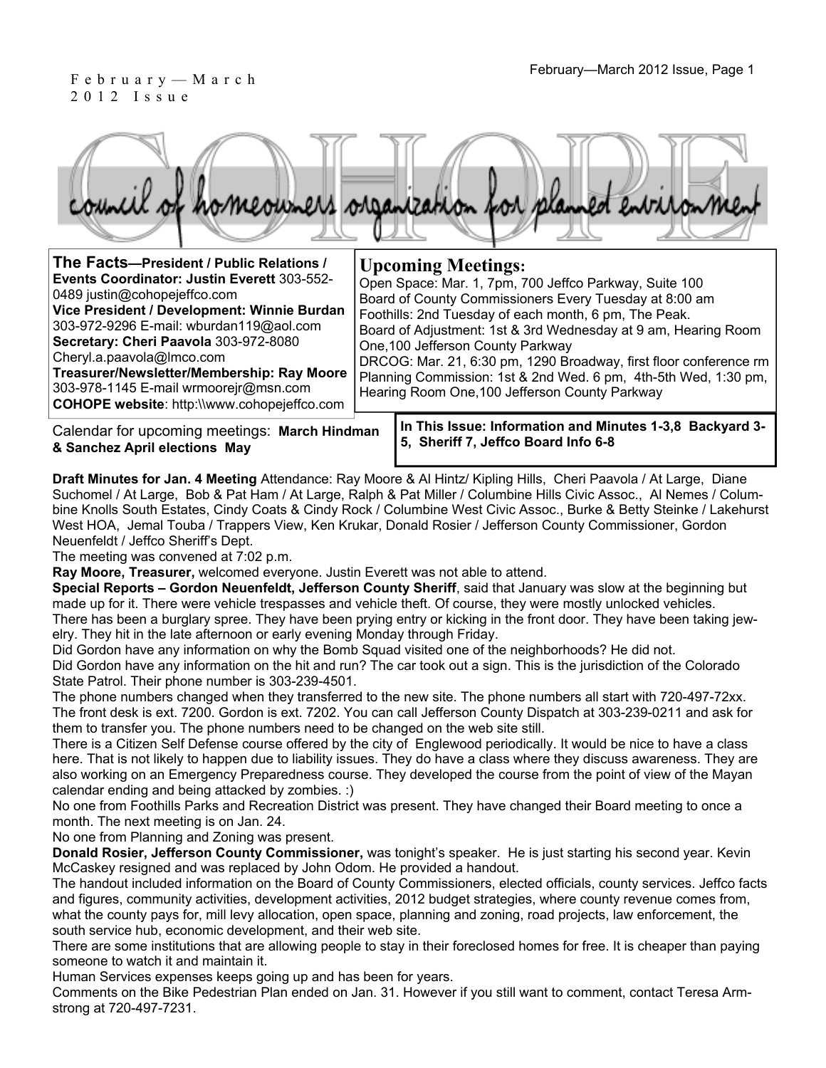February — March 2012 Issue

# COHOPE

council of homeowners organization for planned environment

**The Facts—President / Public Relations / Events Coordinator: Justin Everett** 303-552-0489 justin@cohopejeffco.com
**Vice President / Development: Winnie Burdan** 303-972-9296 E-mail: wburdan119@aol.com
**Secretary: Cheri Paavola** 303-972-8080 Cheryl.a.paavola@lmco.com
**Treasurer/Newsletter/Membership: Ray Moore** 303-978-1145 E-mail wrmoorejr@msn.com
**COHOPE website**: http:\\www.cohopejeffco.com

## Upcoming Meetings:

Open Space: Mar. 1, 7pm, 700 Jeffco Parkway, Suite 100
Board of County Commissioners Every Tuesday at 8:00 am
Foothills: 2nd Tuesday of each month, 6 pm, The Peak.
Board of Adjustment: 1st & 3rd Wednesday at 9 am, Hearing Room One,100 Jefferson County Parkway
DRCOG: Mar. 21, 6:30 pm, 1290 Broadway, first floor conference rm
Planning Commission: 1st & 2nd Wed. 6 pm, 4th-5th Wed, 1:30 pm, Hearing Room One,100 Jefferson County Parkway

Calendar for upcoming meetings: **March Hindman & Sanchez April elections May**

**In This Issue: Information and Minutes 1-3,8 Backyard 3-5, Sheriff 7, Jeffco Board Info 6-8**

**Draft Minutes for Jan. 4 Meeting** Attendance: Ray Moore & Al Hintz/ Kipling Hills, Cheri Paavola / At Large, Diane Suchomel / At Large, Bob & Pat Ham / At Large, Ralph & Pat Miller / Columbine Hills Civic Assoc., Al Nemes / Columbine Knolls South Estates, Cindy Coats & Cindy Rock / Columbine West Civic Assoc., Burke & Betty Steinke / Lakehurst West HOA, Jemal Touba / Trappers View, Ken Krukar, Donald Rosier / Jefferson County Commissioner, Gordon Neuenfeldt / Jeffco Sheriff's Dept.

The meeting was convened at 7:02 p.m.

**Ray Moore, Treasurer,** welcomed everyone. Justin Everett was not able to attend.

**Special Reports – Gordon Neuenfeldt, Jefferson County Sheriff**, said that January was slow at the beginning but made up for it. There were vehicle trespasses and vehicle theft. Of course, they were mostly unlocked vehicles.

There has been a burglary spree. They have been prying entry or kicking in the front door. They have been taking jewelry. They hit in the late afternoon or early evening Monday through Friday.

Did Gordon have any information on why the Bomb Squad visited one of the neighborhoods? He did not.

Did Gordon have any information on the hit and run? The car took out a sign. This is the jurisdiction of the Colorado State Patrol. Their phone number is 303-239-4501.

The phone numbers changed when they transferred to the new site. The phone numbers all start with 720-497-72xx. The front desk is ext. 7200. Gordon is ext. 7202. You can call Jefferson County Dispatch at 303-239-0211 and ask for them to transfer you. The phone numbers need to be changed on the web site still.

There is a Citizen Self Defense course offered by the city of Englewood periodically. It would be nice to have a class here. That is not likely to happen due to liability issues. They do have a class where they discuss awareness. They are also working on an Emergency Preparedness course. They developed the course from the point of view of the Mayan calendar ending and being attacked by zombies. :)

No one from Foothills Parks and Recreation District was present. They have changed their Board meeting to once a month. The next meeting is on Jan. 24.

No one from Planning and Zoning was present.

**Donald Rosier, Jefferson County Commissioner,** was tonight's speaker. He is just starting his second year. Kevin McCaskey resigned and was replaced by John Odom. He provided a handout.

The handout included information on the Board of County Commissioners, elected officials, county services. Jeffco facts and figures, community activities, development activities, 2012 budget strategies, where county revenue comes from, what the county pays for, mill levy allocation, open space, planning and zoning, road projects, law enforcement, the south service hub, economic development, and their web site.

There are some institutions that are allowing people to stay in their foreclosed homes for free. It is cheaper than paying someone to watch it and maintain it.

Human Services expenses keeps going up and has been for years.

Comments on the Bike Pedestrian Plan ended on Jan. 31. However if you still want to comment, contact Teresa Armstrong at 720-497-7231.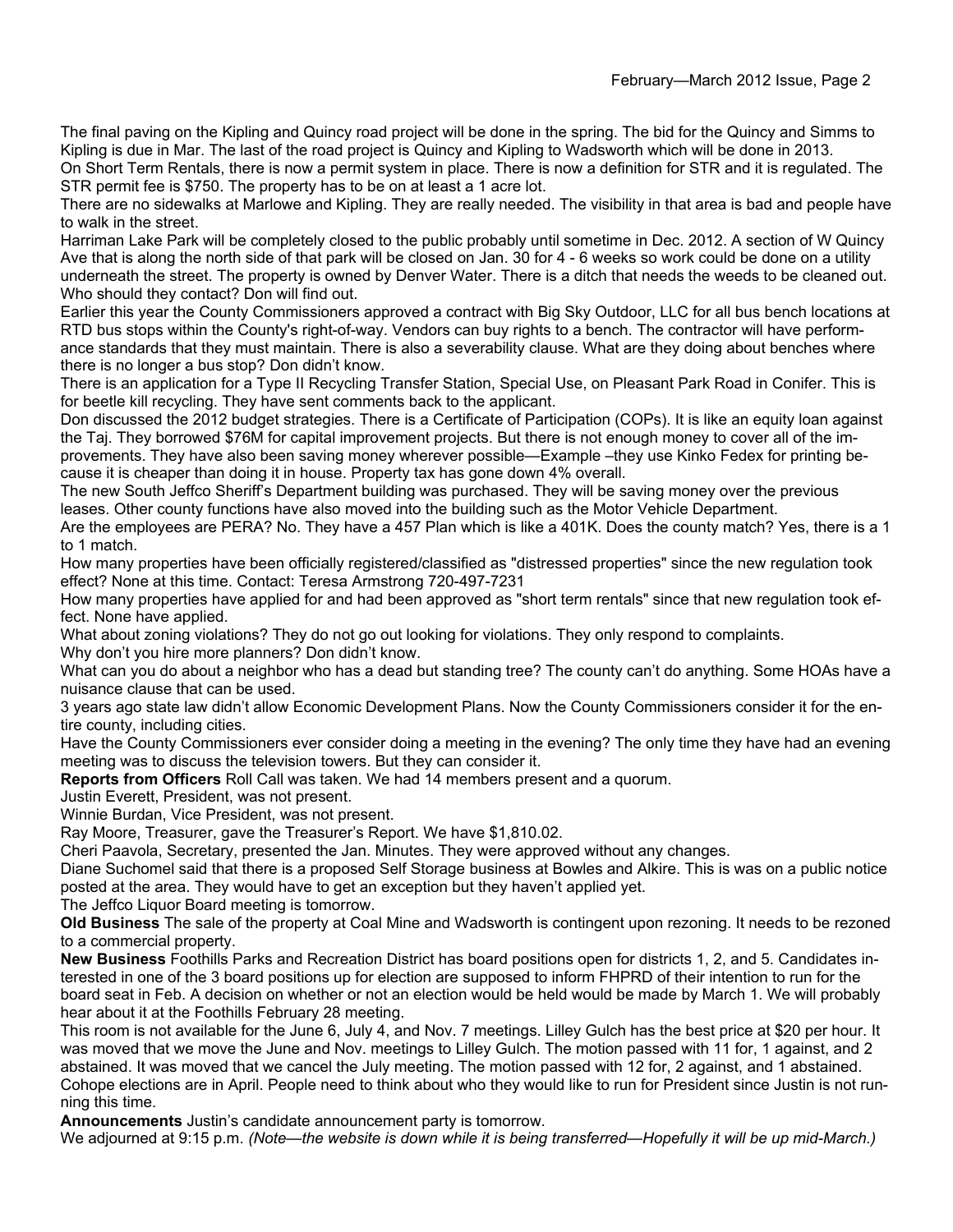The final paving on the Kipling and Quincy road project will be done in the spring. The bid for the Quincy and Simms to Kipling is due in Mar. The last of the road project is Quincy and Kipling to Wadsworth which will be done in 2013.

On Short Term Rentals, there is now a permit system in place. There is now a definition for STR and it is regulated. The STR permit fee is $750. The property has to be on at least a 1 acre lot.

There are no sidewalks at Marlowe and Kipling. They are really needed. The visibility in that area is bad and people have to walk in the street.

Harriman Lake Park will be completely closed to the public probably until sometime in Dec. 2012. A section of W Quincy Ave that is along the north side of that park will be closed on Jan. 30 for 4 - 6 weeks so work could be done on a utility underneath the street. The property is owned by Denver Water. There is a ditch that needs the weeds to be cleaned out. Who should they contact? Don will find out.

Earlier this year the County Commissioners approved a contract with Big Sky Outdoor, LLC for all bus bench locations at RTD bus stops within the County's right-of-way. Vendors can buy rights to a bench. The contractor will have performance standards that they must maintain. There is also a severability clause. What are they doing about benches where there is no longer a bus stop? Don didn't know.

There is an application for a Type II Recycling Transfer Station, Special Use, on Pleasant Park Road in Conifer. This is for beetle kill recycling. They have sent comments back to the applicant.

Don discussed the 2012 budget strategies. There is a Certificate of Participation (COPs). It is like an equity loan against the Taj. They borrowed $76M for capital improvement projects. But there is not enough money to cover all of the improvements. They have also been saving money wherever possible—Example –they use Kinko Fedex for printing because it is cheaper than doing it in house. Property tax has gone down 4% overall.

The new South Jeffco Sheriff's Department building was purchased. They will be saving money over the previous leases. Other county functions have also moved into the building such as the Motor Vehicle Department.

Are the employees are PERA? No. They have a 457 Plan which is like a 401K. Does the county match? Yes, there is a 1 to 1 match.

How many properties have been officially registered/classified as "distressed properties" since the new regulation took effect? None at this time. Contact: Teresa Armstrong 720-497-7231

How many properties have applied for and had been approved as "short term rentals" since that new regulation took effect. None have applied.

What about zoning violations? They do not go out looking for violations. They only respond to complaints.

Why don't you hire more planners? Don didn't know.

What can you do about a neighbor who has a dead but standing tree? The county can't do anything. Some HOAs have a nuisance clause that can be used.

3 years ago state law didn't allow Economic Development Plans. Now the County Commissioners consider it for the entire county, including cities.

Have the County Commissioners ever consider doing a meeting in the evening? The only time they have had an evening meeting was to discuss the television towers. But they can consider it.

**Reports from Officers** Roll Call was taken. We had 14 members present and a quorum.

Justin Everett, President, was not present.

Winnie Burdan, Vice President, was not present.

Ray Moore, Treasurer, gave the Treasurer's Report. We have $1,810.02.

Cheri Paavola, Secretary, presented the Jan. Minutes. They were approved without any changes.

Diane Suchomel said that there is a proposed Self Storage business at Bowles and Alkire. This is was on a public notice posted at the area. They would have to get an exception but they haven't applied yet.

The Jeffco Liquor Board meeting is tomorrow.

**Old Business** The sale of the property at Coal Mine and Wadsworth is contingent upon rezoning. It needs to be rezoned to a commercial property.

**New Business** Foothills Parks and Recreation District has board positions open for districts 1, 2, and 5. Candidates interested in one of the 3 board positions up for election are supposed to inform FHPRD of their intention to run for the board seat in Feb. A decision on whether or not an election would be held would be made by March 1. We will probably hear about it at the Foothills February 28 meeting.

This room is not available for the June 6, July 4, and Nov. 7 meetings. Lilley Gulch has the best price at $20 per hour. It was moved that we move the June and Nov. meetings to Lilley Gulch. The motion passed with 11 for, 1 against, and 2 abstained. It was moved that we cancel the July meeting. The motion passed with 12 for, 2 against, and 1 abstained. Cohope elections are in April. People need to think about who they would like to run for President since Justin is not running this time.

**Announcements** Justin's candidate announcement party is tomorrow.

We adjourned at 9:15 p.m. *(Note—the website is down while it is being transferred—Hopefully it will be up mid-March.)*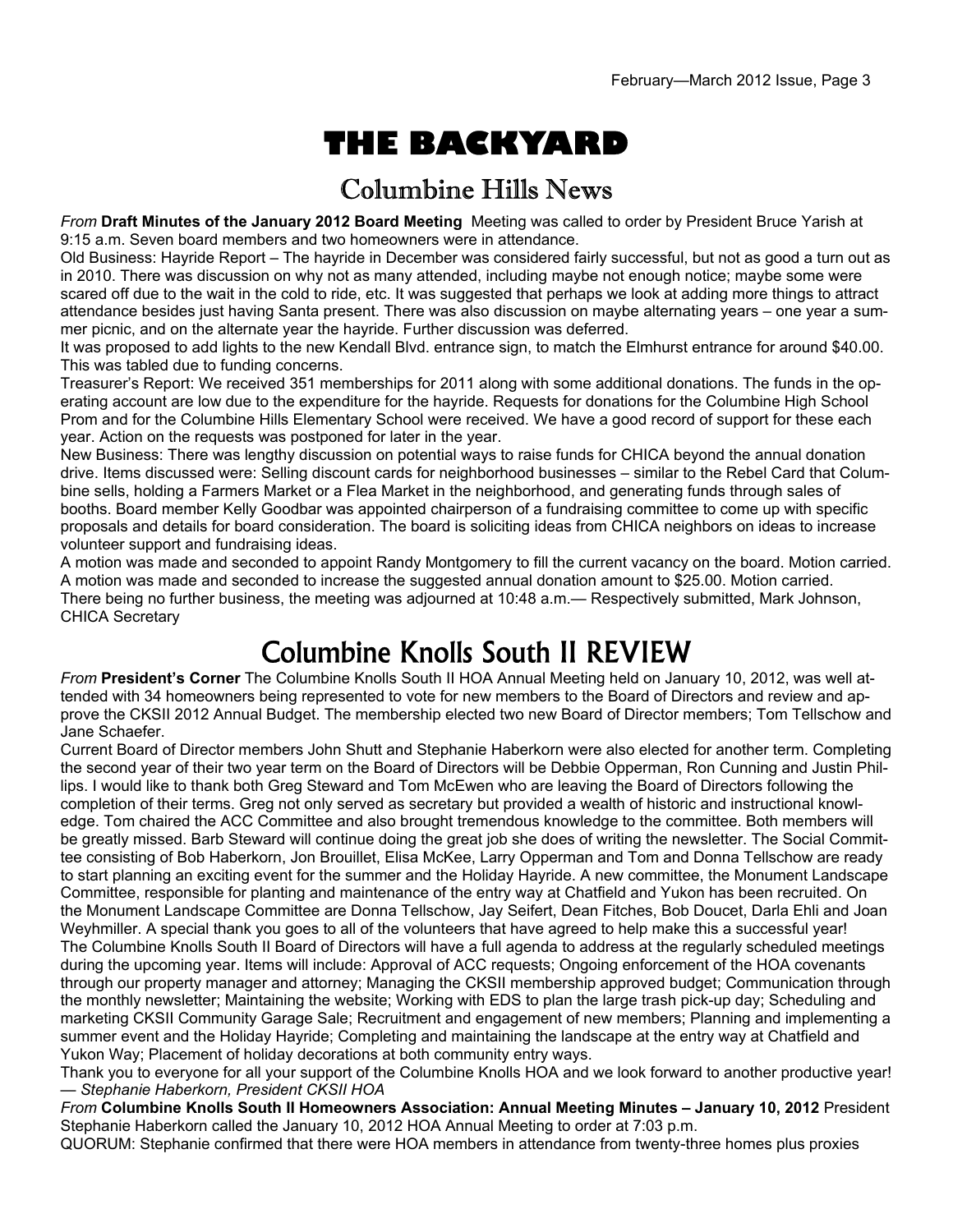# THE BACKYARD

## Columbine Hills News

*From* **Draft Minutes of the January 2012 Board Meeting** Meeting was called to order by President Bruce Yarish at 9:15 a.m. Seven board members and two homeowners were in attendance.

Old Business: Hayride Report – The hayride in December was considered fairly successful, but not as good a turn out as in 2010. There was discussion on why not as many attended, including maybe not enough notice; maybe some were scared off due to the wait in the cold to ride, etc. It was suggested that perhaps we look at adding more things to attract attendance besides just having Santa present. There was also discussion on maybe alternating years – one year a summer picnic, and on the alternate year the hayride. Further discussion was deferred.

It was proposed to add lights to the new Kendall Blvd. entrance sign, to match the Elmhurst entrance for around $40.00. This was tabled due to funding concerns.

Treasurer's Report: We received 351 memberships for 2011 along with some additional donations. The funds in the operating account are low due to the expenditure for the hayride. Requests for donations for the Columbine High School Prom and for the Columbine Hills Elementary School were received. We have a good record of support for these each year. Action on the requests was postponed for later in the year.

New Business: There was lengthy discussion on potential ways to raise funds for CHICA beyond the annual donation drive. Items discussed were: Selling discount cards for neighborhood businesses – similar to the Rebel Card that Columbine sells, holding a Farmers Market or a Flea Market in the neighborhood, and generating funds through sales of booths. Board member Kelly Goodbar was appointed chairperson of a fundraising committee to come up with specific proposals and details for board consideration. The board is soliciting ideas from CHICA neighbors on ideas to increase volunteer support and fundraising ideas.

A motion was made and seconded to appoint Randy Montgomery to fill the current vacancy on the board. Motion carried.

A motion was made and seconded to increase the suggested annual donation amount to $25.00. Motion carried.

There being no further business, the meeting was adjourned at 10:48 a.m.— Respectively submitted, Mark Johnson, CHICA Secretary

## Columbine Knolls South II REVIEW

*From* **President's Corner** The Columbine Knolls South II HOA Annual Meeting held on January 10, 2012, was well attended with 34 homeowners being represented to vote for new members to the Board of Directors and review and approve the CKSII 2012 Annual Budget. The membership elected two new Board of Director members; Tom Tellschow and Jane Schaefer.

Current Board of Director members John Shutt and Stephanie Haberkorn were also elected for another term. Completing the second year of their two year term on the Board of Directors will be Debbie Opperman, Ron Cunning and Justin Phillips. I would like to thank both Greg Steward and Tom McEwen who are leaving the Board of Directors following the completion of their terms. Greg not only served as secretary but provided a wealth of historic and instructional knowledge. Tom chaired the ACC Committee and also brought tremendous knowledge to the committee. Both members will be greatly missed. Barb Steward will continue doing the great job she does of writing the newsletter. The Social Committee consisting of Bob Haberkorn, Jon Brouillet, Elisa McKee, Larry Opperman and Tom and Donna Tellschow are ready to start planning an exciting event for the summer and the Holiday Hayride. A new committee, the Monument Landscape Committee, responsible for planting and maintenance of the entry way at Chatfield and Yukon has been recruited. On the Monument Landscape Committee are Donna Tellschow, Jay Seifert, Dean Fitches, Bob Doucet, Darla Ehli and Joan Weyhmiller. A special thank you goes to all of the volunteers that have agreed to help make this a successful year!

The Columbine Knolls South II Board of Directors will have a full agenda to address at the regularly scheduled meetings during the upcoming year. Items will include: Approval of ACC requests; Ongoing enforcement of the HOA covenants through our property manager and attorney; Managing the CKSII membership approved budget; Communication through the monthly newsletter; Maintaining the website; Working with EDS to plan the large trash pick-up day; Scheduling and marketing CKSII Community Garage Sale; Recruitment and engagement of new members; Planning and implementing a summer event and the Holiday Hayride; Completing and maintaining the landscape at the entry way at Chatfield and Yukon Way; Placement of holiday decorations at both community entry ways.

Thank you to everyone for all your support of the Columbine Knolls HOA and we look forward to another productive year! — *Stephanie Haberkorn, President CKSII HOA*

*From* **Columbine Knolls South II Homeowners Association: Annual Meeting Minutes – January 10, 2012** President Stephanie Haberkorn called the January 10, 2012 HOA Annual Meeting to order at 7:03 p.m.

QUORUM: Stephanie confirmed that there were HOA members in attendance from twenty-three homes plus proxies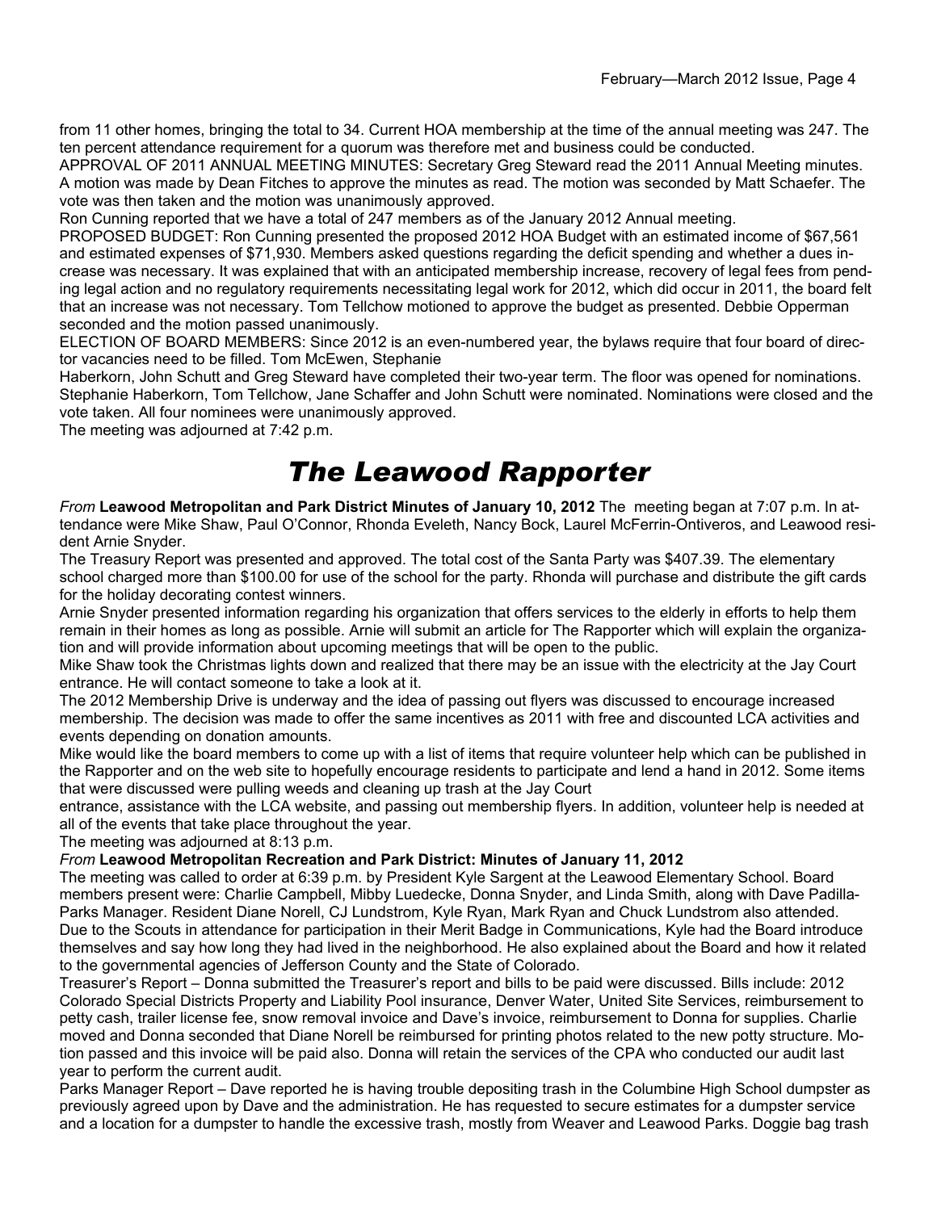from 11 other homes, bringing the total to 34. Current HOA membership at the time of the annual meeting was 247. The ten percent attendance requirement for a quorum was therefore met and business could be conducted.

APPROVAL OF 2011 ANNUAL MEETING MINUTES: Secretary Greg Steward read the 2011 Annual Meeting minutes. A motion was made by Dean Fitches to approve the minutes as read. The motion was seconded by Matt Schaefer. The vote was then taken and the motion was unanimously approved.

Ron Cunning reported that we have a total of 247 members as of the January 2012 Annual meeting.

PROPOSED BUDGET: Ron Cunning presented the proposed 2012 HOA Budget with an estimated income of $67,561 and estimated expenses of $71,930. Members asked questions regarding the deficit spending and whether a dues increase was necessary. It was explained that with an anticipated membership increase, recovery of legal fees from pending legal action and no regulatory requirements necessitating legal work for 2012, which did occur in 2011, the board felt that an increase was not necessary. Tom Tellchow motioned to approve the budget as presented. Debbie Opperman seconded and the motion passed unanimously.

ELECTION OF BOARD MEMBERS: Since 2012 is an even-numbered year, the bylaws require that four board of director vacancies need to be filled. Tom McEwen, Stephanie Haberkorn, John Schutt and Greg Steward have completed their two-year term. The floor was opened for nominations. Stephanie Haberkorn, Tom Tellchow, Jane Schaffer and John Schutt were nominated. Nominations were closed and the vote taken. All four nominees were unanimously approved.

The meeting was adjourned at 7:42 p.m.

# *The Leawood Rapporter*

*From* **Leawood Metropolitan and Park District Minutes of January 10, 2012** The meeting began at 7:07 p.m. In attendance were Mike Shaw, Paul O'Connor, Rhonda Eveleth, Nancy Bock, Laurel McFerrin-Ontiveros, and Leawood resident Arnie Snyder.

The Treasury Report was presented and approved. The total cost of the Santa Party was $407.39. The elementary school charged more than $100.00 for use of the school for the party. Rhonda will purchase and distribute the gift cards for the holiday decorating contest winners.

Arnie Snyder presented information regarding his organization that offers services to the elderly in efforts to help them remain in their homes as long as possible. Arnie will submit an article for The Rapporter which will explain the organization and will provide information about upcoming meetings that will be open to the public.

Mike Shaw took the Christmas lights down and realized that there may be an issue with the electricity at the Jay Court entrance. He will contact someone to take a look at it.

The 2012 Membership Drive is underway and the idea of passing out flyers was discussed to encourage increased membership. The decision was made to offer the same incentives as 2011 with free and discounted LCA activities and events depending on donation amounts.

Mike would like the board members to come up with a list of items that require volunteer help which can be published in the Rapporter and on the web site to hopefully encourage residents to participate and lend a hand in 2012. Some items that were discussed were pulling weeds and cleaning up trash at the Jay Court entrance, assistance with the LCA website, and passing out membership flyers. In addition, volunteer help is needed at all of the events that take place throughout the year.

The meeting was adjourned at 8:13 p.m.

*From* **Leawood Metropolitan Recreation and Park District: Minutes of January 11, 2012**

The meeting was called to order at 6:39 p.m. by President Kyle Sargent at the Leawood Elementary School. Board members present were: Charlie Campbell, Mibby Luedecke, Donna Snyder, and Linda Smith, along with Dave Padilla-Parks Manager. Resident Diane Norell, CJ Lundstrom, Kyle Ryan, Mark Ryan and Chuck Lundstrom also attended. Due to the Scouts in attendance for participation in their Merit Badge in Communications, Kyle had the Board introduce themselves and say how long they had lived in the neighborhood. He also explained about the Board and how it related to the governmental agencies of Jefferson County and the State of Colorado.

Treasurer's Report – Donna submitted the Treasurer's report and bills to be paid were discussed. Bills include: 2012 Colorado Special Districts Property and Liability Pool insurance, Denver Water, United Site Services, reimbursement to petty cash, trailer license fee, snow removal invoice and Dave's invoice, reimbursement to Donna for supplies. Charlie moved and Donna seconded that Diane Norell be reimbursed for printing photos related to the new potty structure. Motion passed and this invoice will be paid also. Donna will retain the services of the CPA who conducted our audit last year to perform the current audit.

Parks Manager Report – Dave reported he is having trouble depositing trash in the Columbine High School dumpster as previously agreed upon by Dave and the administration. He has requested to secure estimates for a dumpster service and a location for a dumpster to handle the excessive trash, mostly from Weaver and Leawood Parks. Doggie bag trash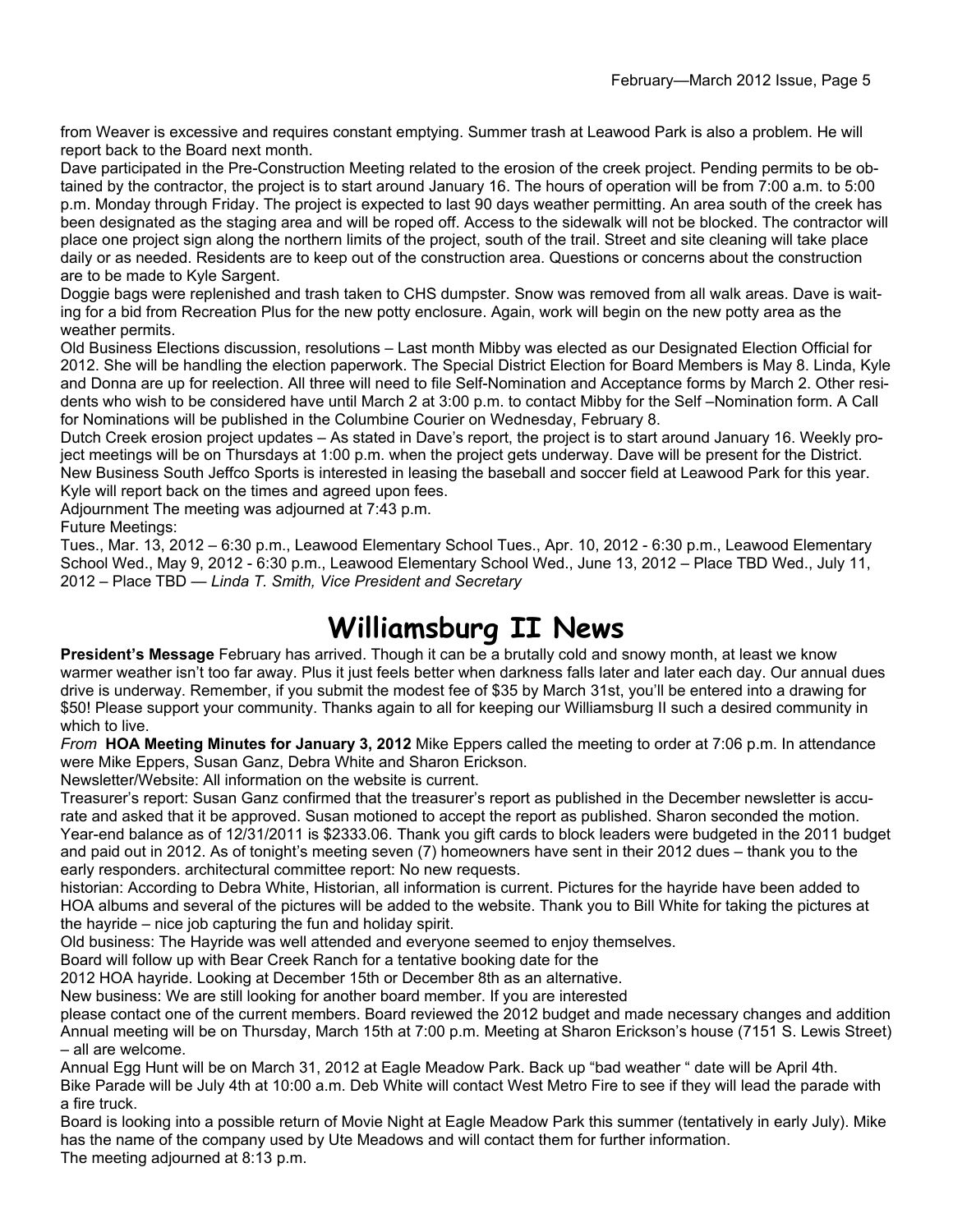from Weaver is excessive and requires constant emptying. Summer trash at Leawood Park is also a problem. He will report back to the Board next month.

Dave participated in the Pre-Construction Meeting related to the erosion of the creek project. Pending permits to be obtained by the contractor, the project is to start around January 16. The hours of operation will be from 7:00 a.m. to 5:00 p.m. Monday through Friday. The project is expected to last 90 days weather permitting. An area south of the creek has been designated as the staging area and will be roped off. Access to the sidewalk will not be blocked. The contractor will place one project sign along the northern limits of the project, south of the trail. Street and site cleaning will take place daily or as needed. Residents are to keep out of the construction area. Questions or concerns about the construction are to be made to Kyle Sargent.

Doggie bags were replenished and trash taken to CHS dumpster. Snow was removed from all walk areas. Dave is waiting for a bid from Recreation Plus for the new potty enclosure. Again, work will begin on the new potty area as the weather permits.

Old Business Elections discussion, resolutions – Last month Mibby was elected as our Designated Election Official for 2012. She will be handling the election paperwork. The Special District Election for Board Members is May 8. Linda, Kyle and Donna are up for reelection. All three will need to file Self-Nomination and Acceptance forms by March 2. Other residents who wish to be considered have until March 2 at 3:00 p.m. to contact Mibby for the Self –Nomination form. A Call for Nominations will be published in the Columbine Courier on Wednesday, February 8.

Dutch Creek erosion project updates – As stated in Dave's report, the project is to start around January 16. Weekly project meetings will be on Thursdays at 1:00 p.m. when the project gets underway. Dave will be present for the District.

New Business South Jeffco Sports is interested in leasing the baseball and soccer field at Leawood Park for this year. Kyle will report back on the times and agreed upon fees.

Adjournment The meeting was adjourned at 7:43 p.m.

Future Meetings:

Tues., Mar. 13, 2012 – 6:30 p.m., Leawood Elementary School Tues., Apr. 10, 2012 - 6:30 p.m., Leawood Elementary School Wed., May 9, 2012 - 6:30 p.m., Leawood Elementary School Wed., June 13, 2012 – Place TBD Wed., July 11, 2012 – Place TBD — *Linda T. Smith, Vice President and Secretary*

# Williamsburg II News

**President's Message** February has arrived. Though it can be a brutally cold and snowy month, at least we know warmer weather isn't too far away. Plus it just feels better when darkness falls later and later each day. Our annual dues drive is underway. Remember, if you submit the modest fee of $35 by March 31st, you'll be entered into a drawing for $50! Please support your community. Thanks again to all for keeping our Williamsburg II such a desired community in which to live.

*From* **HOA Meeting Minutes for January 3, 2012** Mike Eppers called the meeting to order at 7:06 p.m. In attendance were Mike Eppers, Susan Ganz, Debra White and Sharon Erickson.

Newsletter/Website: All information on the website is current.

Treasurer's report: Susan Ganz confirmed that the treasurer's report as published in the December newsletter is accurate and asked that it be approved. Susan motioned to accept the report as published. Sharon seconded the motion. Year-end balance as of 12/31/2011 is $2333.06. Thank you gift cards to block leaders were budgeted in the 2011 budget and paid out in 2012. As of tonight's meeting seven (7) homeowners have sent in their 2012 dues – thank you to the early responders. architectural committee report: No new requests.

historian: According to Debra White, Historian, all information is current. Pictures for the hayride have been added to HOA albums and several of the pictures will be added to the website. Thank you to Bill White for taking the pictures at the hayride – nice job capturing the fun and holiday spirit.

Old business: The Hayride was well attended and everyone seemed to enjoy themselves.

Board will follow up with Bear Creek Ranch for a tentative booking date for the 2012 HOA hayride. Looking at December 15th or December 8th as an alternative.

New business: We are still looking for another board member. If you are interested please contact one of the current members. Board reviewed the 2012 budget and made necessary changes and addition Annual meeting will be on Thursday, March 15th at 7:00 p.m. Meeting at Sharon Erickson's house (7151 S. Lewis Street) – all are welcome.

Annual Egg Hunt will be on March 31, 2012 at Eagle Meadow Park. Back up "bad weather " date will be April 4th.

Bike Parade will be July 4th at 10:00 a.m. Deb White will contact West Metro Fire to see if they will lead the parade with a fire truck.

Board is looking into a possible return of Movie Night at Eagle Meadow Park this summer (tentatively in early July). Mike has the name of the company used by Ute Meadows and will contact them for further information.

The meeting adjourned at 8:13 p.m.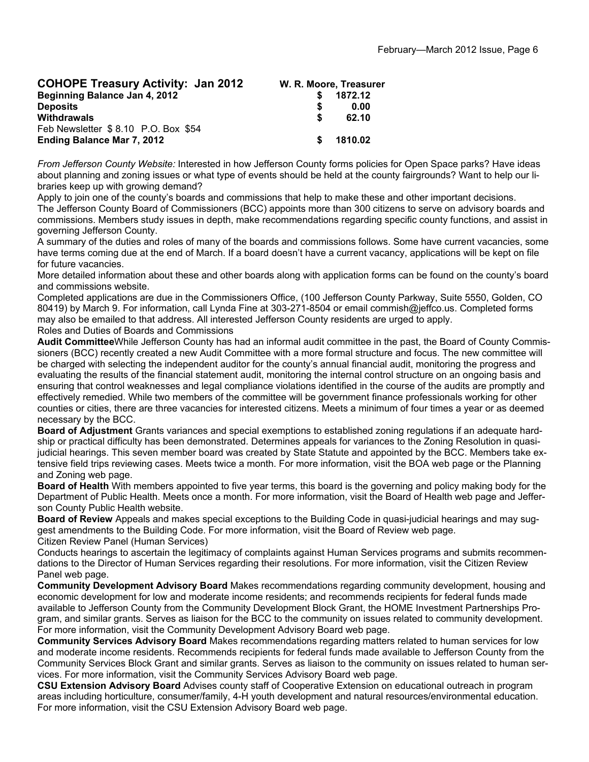## COHOPE Treasury Activity: Jan 2012

**W. R. Moore, Treasurer**

| | | |
|---|---|---|
| **Beginning Balance Jan 4, 2012** | **$** | **1872.12** |
| **Deposits** | **$** | **0.00** |
| **Withdrawals** | **$** | **62.10** |
| Feb Newsletter $ 8.10 P.O. Box $54 | | |
| **Ending Balance Mar 7, 2012** | **$** | **1810.02** |

*From Jefferson County Website:* Interested in how Jefferson County forms policies for Open Space parks? Have ideas about planning and zoning issues or what type of events should be held at the county fairgrounds? Want to help our libraries keep up with growing demand?

Apply to join one of the county's boards and commissions that help to make these and other important decisions.

The Jefferson County Board of Commissioners (BCC) appoints more than 300 citizens to serve on advisory boards and commissions. Members study issues in depth, make recommendations regarding specific county functions, and assist in governing Jefferson County.

A summary of the duties and roles of many of the boards and commissions follows. Some have current vacancies, some have terms coming due at the end of March. If a board doesn't have a current vacancy, applications will be kept on file for future vacancies.

More detailed information about these and other boards along with application forms can be found on the county's board and commissions website.

Completed applications are due in the Commissioners Office, (100 Jefferson County Parkway, Suite 5550, Golden, CO 80419) by March 9. For information, call Lynda Fine at 303-271-8504 or email commish@jeffco.us. Completed forms may also be emailed to that address. All interested Jefferson County residents are urged to apply.

Roles and Duties of Boards and Commissions

**Audit Committee**While Jefferson County has had an informal audit committee in the past, the Board of County Commissioners (BCC) recently created a new Audit Committee with a more formal structure and focus. The new committee will be charged with selecting the independent auditor for the county's annual financial audit, monitoring the progress and evaluating the results of the financial statement audit, monitoring the internal control structure on an ongoing basis and ensuring that control weaknesses and legal compliance violations identified in the course of the audits are promptly and effectively remedied. While two members of the committee will be government finance professionals working for other counties or cities, there are three vacancies for interested citizens. Meets a minimum of four times a year or as deemed necessary by the BCC.

**Board of Adjustment** Grants variances and special exemptions to established zoning regulations if an adequate hardship or practical difficulty has been demonstrated. Determines appeals for variances to the Zoning Resolution in quasi-judicial hearings. This seven member board was created by State Statute and appointed by the BCC. Members take extensive field trips reviewing cases. Meets twice a month. For more information, visit the BOA web page or the Planning and Zoning web page.

**Board of Health** With members appointed to five year terms, this board is the governing and policy making body for the Department of Public Health. Meets once a month. For more information, visit the Board of Health web page and Jefferson County Public Health website.

**Board of Review** Appeals and makes special exceptions to the Building Code in quasi-judicial hearings and may suggest amendments to the Building Code. For more information, visit the Board of Review web page.

Citizen Review Panel (Human Services)

Conducts hearings to ascertain the legitimacy of complaints against Human Services programs and submits recommendations to the Director of Human Services regarding their resolutions. For more information, visit the Citizen Review Panel web page.

**Community Development Advisory Board** Makes recommendations regarding community development, housing and economic development for low and moderate income residents; and recommends recipients for federal funds made available to Jefferson County from the Community Development Block Grant, the HOME Investment Partnerships Program, and similar grants. Serves as liaison for the BCC to the community on issues related to community development. For more information, visit the Community Development Advisory Board web page.

**Community Services Advisory Board** Makes recommendations regarding matters related to human services for low and moderate income residents. Recommends recipients for federal funds made available to Jefferson County from the Community Services Block Grant and similar grants. Serves as liaison to the community on issues related to human services. For more information, visit the Community Services Advisory Board web page.

**CSU Extension Advisory Board** Advises county staff of Cooperative Extension on educational outreach in program areas including horticulture, consumer/family, 4-H youth development and natural resources/environmental education. For more information, visit the CSU Extension Advisory Board web page.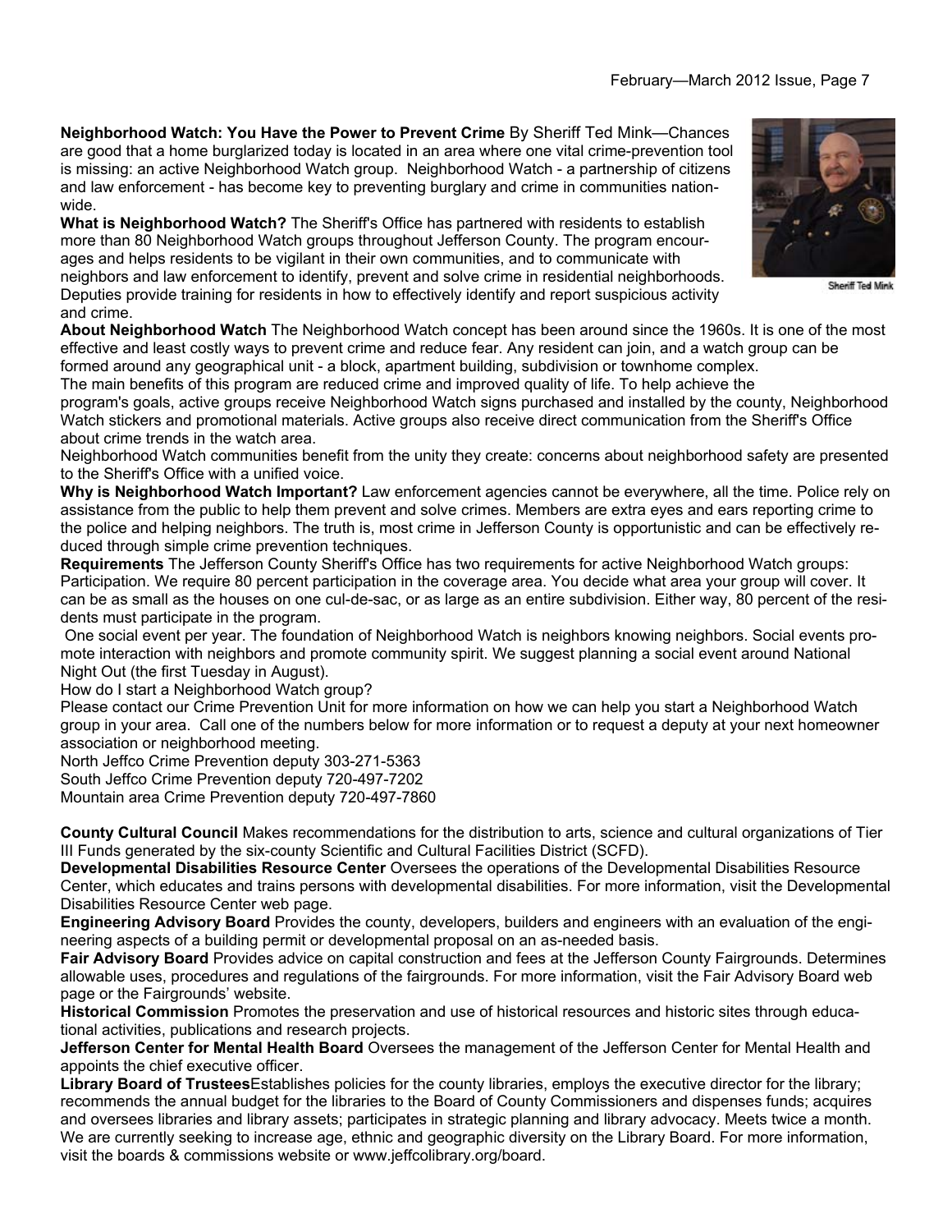**Neighborhood Watch: You Have the Power to Prevent Crime** By Sheriff Ted Mink—Chances are good that a home burglarized today is located in an area where one vital crime-prevention tool is missing: an active Neighborhood Watch group. Neighborhood Watch - a partnership of citizens and law enforcement - has become key to preventing burglary and crime in communities nationwide.

Sheriff Ted Mink

**What is Neighborhood Watch?** The Sheriff's Office has partnered with residents to establish more than 80 Neighborhood Watch groups throughout Jefferson County. The program encourages and helps residents to be vigilant in their own communities, and to communicate with neighbors and law enforcement to identify, prevent and solve crime in residential neighborhoods. Deputies provide training for residents in how to effectively identify and report suspicious activity and crime.

**About Neighborhood Watch** The Neighborhood Watch concept has been around since the 1960s. It is one of the most effective and least costly ways to prevent crime and reduce fear. Any resident can join, and a watch group can be formed around any geographical unit - a block, apartment building, subdivision or townhome complex.

The main benefits of this program are reduced crime and improved quality of life. To help achieve the program's goals, active groups receive Neighborhood Watch signs purchased and installed by the county, Neighborhood Watch stickers and promotional materials. Active groups also receive direct communication from the Sheriff's Office about crime trends in the watch area.

Neighborhood Watch communities benefit from the unity they create: concerns about neighborhood safety are presented to the Sheriff's Office with a unified voice.

**Why is Neighborhood Watch Important?** Law enforcement agencies cannot be everywhere, all the time. Police rely on assistance from the public to help them prevent and solve crimes. Members are extra eyes and ears reporting crime to the police and helping neighbors. The truth is, most crime in Jefferson County is opportunistic and can be effectively reduced through simple crime prevention techniques.

**Requirements** The Jefferson County Sheriff's Office has two requirements for active Neighborhood Watch groups:

Participation. We require 80 percent participation in the coverage area. You decide what area your group will cover. It can be as small as the houses on one cul-de-sac, or as large as an entire subdivision. Either way, 80 percent of the residents must participate in the program.

One social event per year. The foundation of Neighborhood Watch is neighbors knowing neighbors. Social events promote interaction with neighbors and promote community spirit. We suggest planning a social event around National Night Out (the first Tuesday in August).

How do I start a Neighborhood Watch group?

Please contact our Crime Prevention Unit for more information on how we can help you start a Neighborhood Watch group in your area. Call one of the numbers below for more information or to request a deputy at your next homeowner association or neighborhood meeting.

North Jeffco Crime Prevention deputy 303-271-5363
South Jeffco Crime Prevention deputy 720-497-7202
Mountain area Crime Prevention deputy 720-497-7860

**County Cultural Council** Makes recommendations for the distribution to arts, science and cultural organizations of Tier III Funds generated by the six-county Scientific and Cultural Facilities District (SCFD).

**Developmental Disabilities Resource Center** Oversees the operations of the Developmental Disabilities Resource Center, which educates and trains persons with developmental disabilities. For more information, visit the Developmental Disabilities Resource Center web page.

**Engineering Advisory Board** Provides the county, developers, builders and engineers with an evaluation of the engineering aspects of a building permit or developmental proposal on an as-needed basis.

**Fair Advisory Board** Provides advice on capital construction and fees at the Jefferson County Fairgrounds. Determines allowable uses, procedures and regulations of the fairgrounds. For more information, visit the Fair Advisory Board web page or the Fairgrounds' website.

**Historical Commission** Promotes the preservation and use of historical resources and historic sites through educational activities, publications and research projects.

**Jefferson Center for Mental Health Board** Oversees the management of the Jefferson Center for Mental Health and appoints the chief executive officer.

**Library Board of Trustees**Establishes policies for the county libraries, employs the executive director for the library; recommends the annual budget for the libraries to the Board of County Commissioners and dispenses funds; acquires and oversees libraries and library assets; participates in strategic planning and library advocacy. Meets twice a month. We are currently seeking to increase age, ethnic and geographic diversity on the Library Board. For more information, visit the boards & commissions website or www.jeffcolibrary.org/board.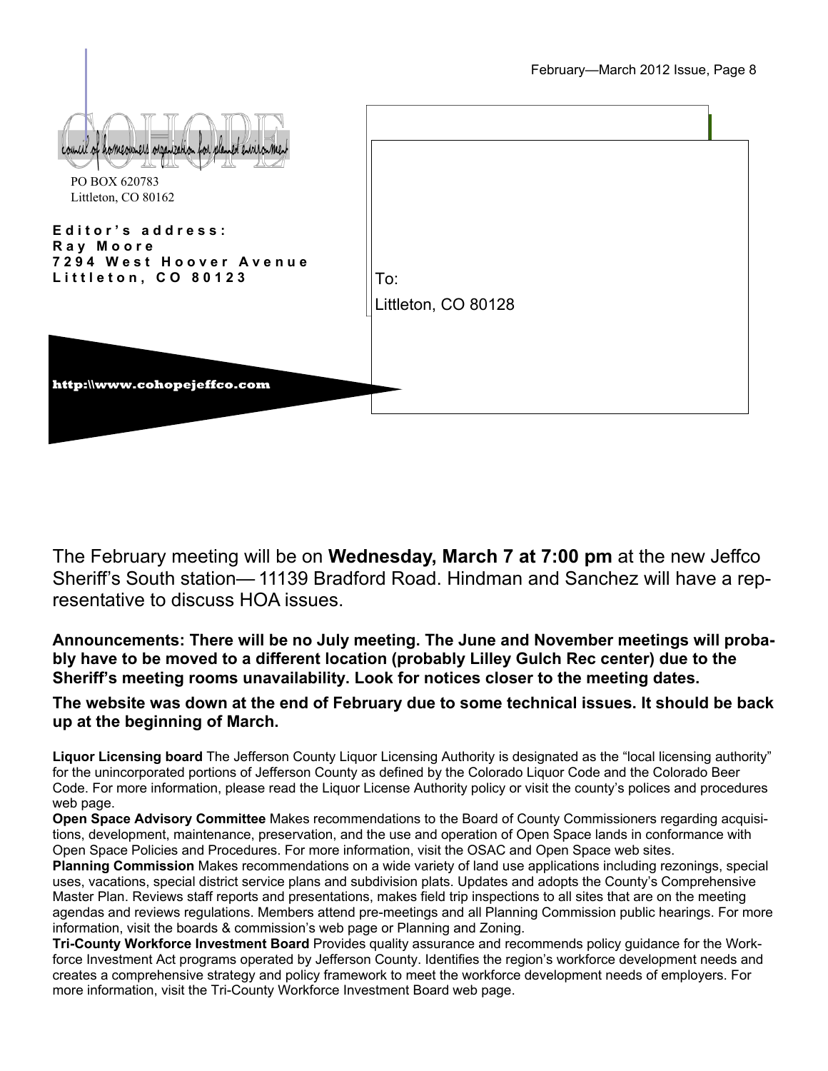COHOPE

council of homeowners organization for planned environment

PO BOX 620783
Littleton, CO 80162

**Editor's address:**
**Ray Moore**
**7294 West Hoover Avenue**
**Littleton, CO 80123**

To:

Littleton, CO 80128

**http:\\www.cohopejeffco.com**

The February meeting will be on **Wednesday, March 7 at 7:00 pm** at the new Jeffco Sheriff's South station— 11139 Bradford Road. Hindman and Sanchez will have a representative to discuss HOA issues.

**Announcements: There will be no July meeting. The June and November meetings will probably have to be moved to a different location (probably Lilley Gulch Rec center) due to the Sheriff's meeting rooms unavailability. Look for notices closer to the meeting dates.**

**The website was down at the end of February due to some technical issues. It should be back up at the beginning of March.**

**Liquor Licensing board** The Jefferson County Liquor Licensing Authority is designated as the "local licensing authority" for the unincorporated portions of Jefferson County as defined by the Colorado Liquor Code and the Colorado Beer Code. For more information, please read the Liquor License Authority policy or visit the county's polices and procedures web page.

**Open Space Advisory Committee** Makes recommendations to the Board of County Commissioners regarding acquisitions, development, maintenance, preservation, and the use and operation of Open Space lands in conformance with Open Space Policies and Procedures. For more information, visit the OSAC and Open Space web sites.

**Planning Commission** Makes recommendations on a wide variety of land use applications including rezonings, special uses, vacations, special district service plans and subdivision plats. Updates and adopts the County's Comprehensive Master Plan. Reviews staff reports and presentations, makes field trip inspections to all sites that are on the meeting agendas and reviews regulations. Members attend pre-meetings and all Planning Commission public hearings. For more information, visit the boards & commission's web page or Planning and Zoning.

**Tri-County Workforce Investment Board** Provides quality assurance and recommends policy guidance for the Workforce Investment Act programs operated by Jefferson County. Identifies the region's workforce development needs and creates a comprehensive strategy and policy framework to meet the workforce development needs of employers. For more information, visit the Tri-County Workforce Investment Board web page.